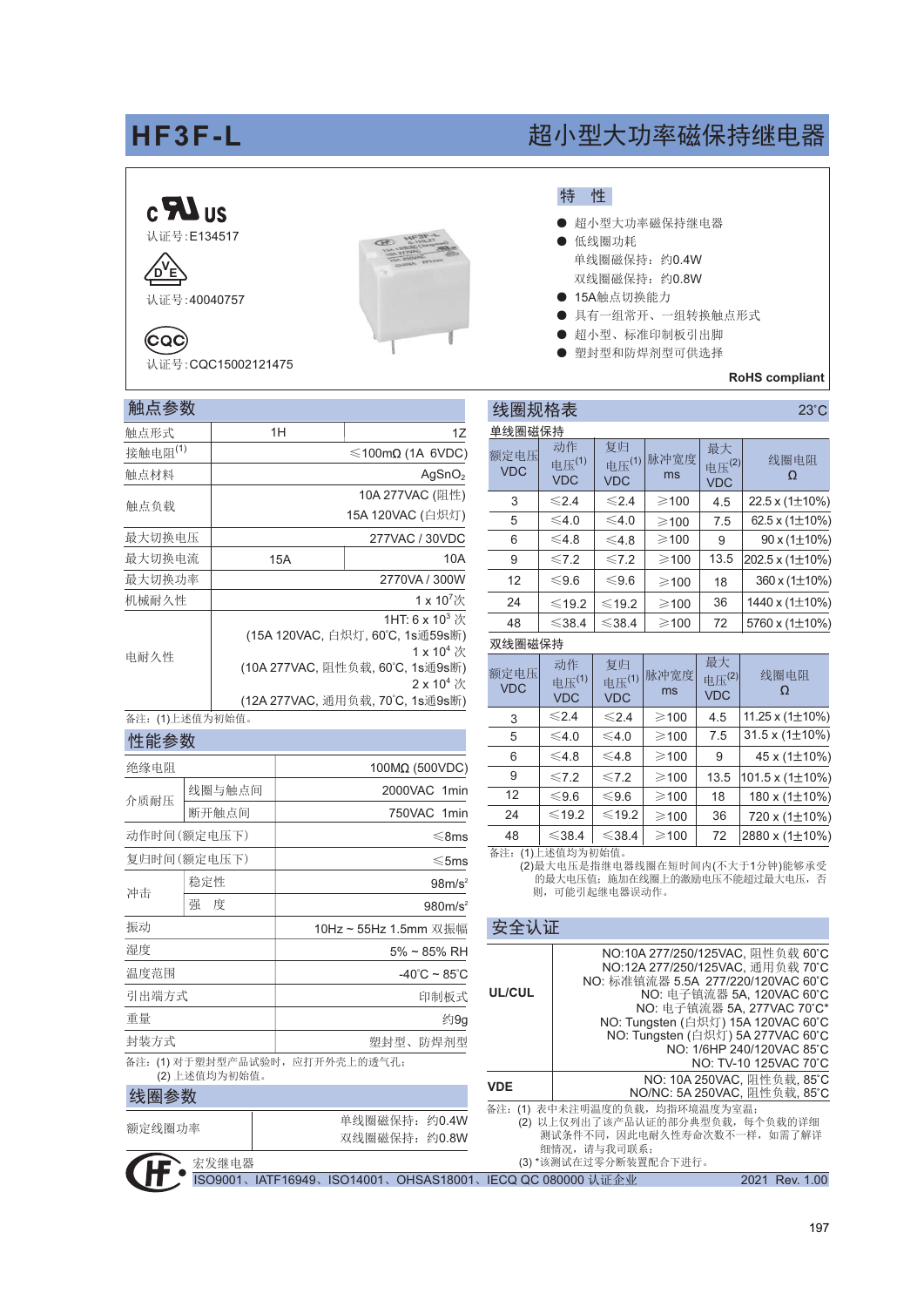# HF3F-L 超小型大功率磁保持继电器

c UL us
认证号:E134517

VDE
认证号:40040757

CQC
认证号:CQC15002121475

## 特　性

- 超小型大功率磁保持继电器
- 低线圈功耗
  单线圈磁保持：约0.4W
  双线圈磁保持：约0.8W
- 15A触点切换能力
- 具有一组常开、一组转换触点形式
- 超小型、标准印制板引出脚
- 塑封型和防焊剂型可供选择

**RoHS compliant**

## 触点参数

| 项目 | | |
|---|---|---|
| 触点形式 | 1H | 1Z |
| 接触电阻[1] | ≤100mΩ (1A 6VDC) | |
| 触点材料 | $AgSnO_2$ | |
| 触点负载 | 10A 277VAC (阻性)<br>15A 120VAC (白炽灯) | |
| 最大切换电压 | 277VAC / 30VDC | |
| 最大切换电流 | 15A | 10A |
| 最大切换功率 | 2770VA / 300W | |
| 机械耐久性 | $1 \times 10^7$次 | |
| 电耐久性 | 1HT: $6 \times 10^3$ 次<br>(15A 120VAC, 白炽灯, 60℃, 1s通59s断)<br>$1 \times 10^4$ 次<br>(10A 277VAC, 阻性负载, 60℃, 1s通9s断)<br>$2 \times 10^4$ 次<br>(12A 277VAC, 通用负载, 70℃, 1s通9s断) | |

备注：(1)上述值为初始值。

## 性能参数

| 项目 | | |
|---|---|---|
| 绝缘电阻 | | 100MΩ (500VDC) |
| 介质耐压 | 线圈与触点间 | 2000VAC 1min |
| | 断开触点间 | 750VAC 1min |
| 动作时间(额定电压下) | | ≤8ms |
| 复归时间(额定电压下) | | ≤5ms |
| 冲击 | 稳定性 | 98m/s² |
| | 强　度 | 980m/s² |
| 振动 | | 10Hz ~ 55Hz 1.5mm 双振幅 |
| 湿度 | | 5% ~ 85% RH |
| 温度范围 | | -40℃ ~ 85℃ |
| 引出端方式 | | 印制板式 |
| 重量 | | 约9g |
| 封装方式 | | 塑封型、防焊剂型 |

备注：(1) 对于塑封型产品试验时，应打开外壳上的透气孔；
(2) 上述值均为初始值。

## 线圈参数

| 项目 | |
|---|---|
| 额定线圈功率 | 单线圈磁保持：约0.4W<br>双线圈磁保持：约0.8W |

## 线圈规格表 23℃

单线圈磁保持

| 额定电压 VDC | 动作电压[1] VDC | 复归电压[1] VDC | 脉冲宽度 ms | 最大电压[2] VDC | 线圈电阻 Ω |
|---|---|---|---|---|---|
| 3 | ≤2.4 | ≤2.4 | ≥100 | 4.5 | 22.5 x (1±10%) |
| 5 | ≤4.0 | ≤4.0 | ≥100 | 7.5 | 62.5 x (1±10%) |
| 6 | ≤4.8 | ≤4.8 | ≥100 | 9 | 90 x (1±10%) |
| 9 | ≤7.2 | ≤7.2 | ≥100 | 13.5 | 202.5 x (1±10%) |
| 12 | ≤9.6 | ≤9.6 | ≥100 | 18 | 360 x (1±10%) |
| 24 | ≤19.2 | ≤19.2 | ≥100 | 36 | 1440 x (1±10%) |
| 48 | ≤38.4 | ≤38.4 | ≥100 | 72 | 5760 x (1±10%) |

双线圈磁保持

| 额定电压 VDC | 动作电压[1] VDC | 复归电压[1] VDC | 脉冲宽度 ms | 最大电压[2] VDC | 线圈电阻 Ω |
|---|---|---|---|---|---|
| 3 | ≤2.4 | ≤2.4 | ≥100 | 4.5 | 11.25 x (1±10%) |
| 5 | ≤4.0 | ≤4.0 | ≥100 | 7.5 | 31.5 x (1±10%) |
| 6 | ≤4.8 | ≤4.8 | ≥100 | 9 | 45 x (1±10%) |
| 9 | ≤7.2 | ≤7.2 | ≥100 | 13.5 | 101.5 x (1±10%) |
| 12 | ≤9.6 | ≤9.6 | ≥100 | 18 | 180 x (1±10%) |
| 24 | ≤19.2 | ≤19.2 | ≥100 | 36 | 720 x (1±10%) |
| 48 | ≤38.4 | ≤38.4 | ≥100 | 72 | 2880 x (1±10%) |

备注：(1)上述值为初始值。
(2)最大电压是指继电器线圈在短时间内(不大于1分钟)能够承受的最大电压值；施加在线圈上的激励电压不能超过最大电压，否则，可能引起继电器误动作。

## 安全认证

| 认证 | |
|---|---|
| UL/CUL | NO:10A 277/250/125VAC, 阻性负载 60℃<br>NO:12A 277/250/125VAC, 通用负载 70℃<br>NO: 标准镇流器 5.5A 277/220/120VAC 60℃<br>NO: 电子镇流器 5A, 120VAC 60℃<br>NO: 电子镇流器 5A, 277VAC 70℃*<br>NO: Tungsten (白炽灯) 15A 120VAC 60℃<br>NO: Tungsten (白炽灯) 5A 277VAC 60℃<br>NO: 1/6HP 240/120VAC 85℃<br>NO: TV-10 125VAC 70℃ |
| VDE | NO: 10A 250VAC, 阻性负载, 85℃<br>NO/NC: 5A 250VAC, 阻性负载, 85℃ |

备注：(1) 表中未注明温度的负载，均指环境温度为室温；
(2) 以上仅列出了该产品认证的部分典型负载，每个负载的详细测试条件不同，因此电耐久性寿命次数不一样，如需了解详细情况，请与我司联系；
(3) *该测试在过零分断装置配合下进行。

宏发继电器
ISO9001、IATF16949、ISO14001、OHSAS18001、IECQ QC 080000 认证企业　　2021 Rev. 1.00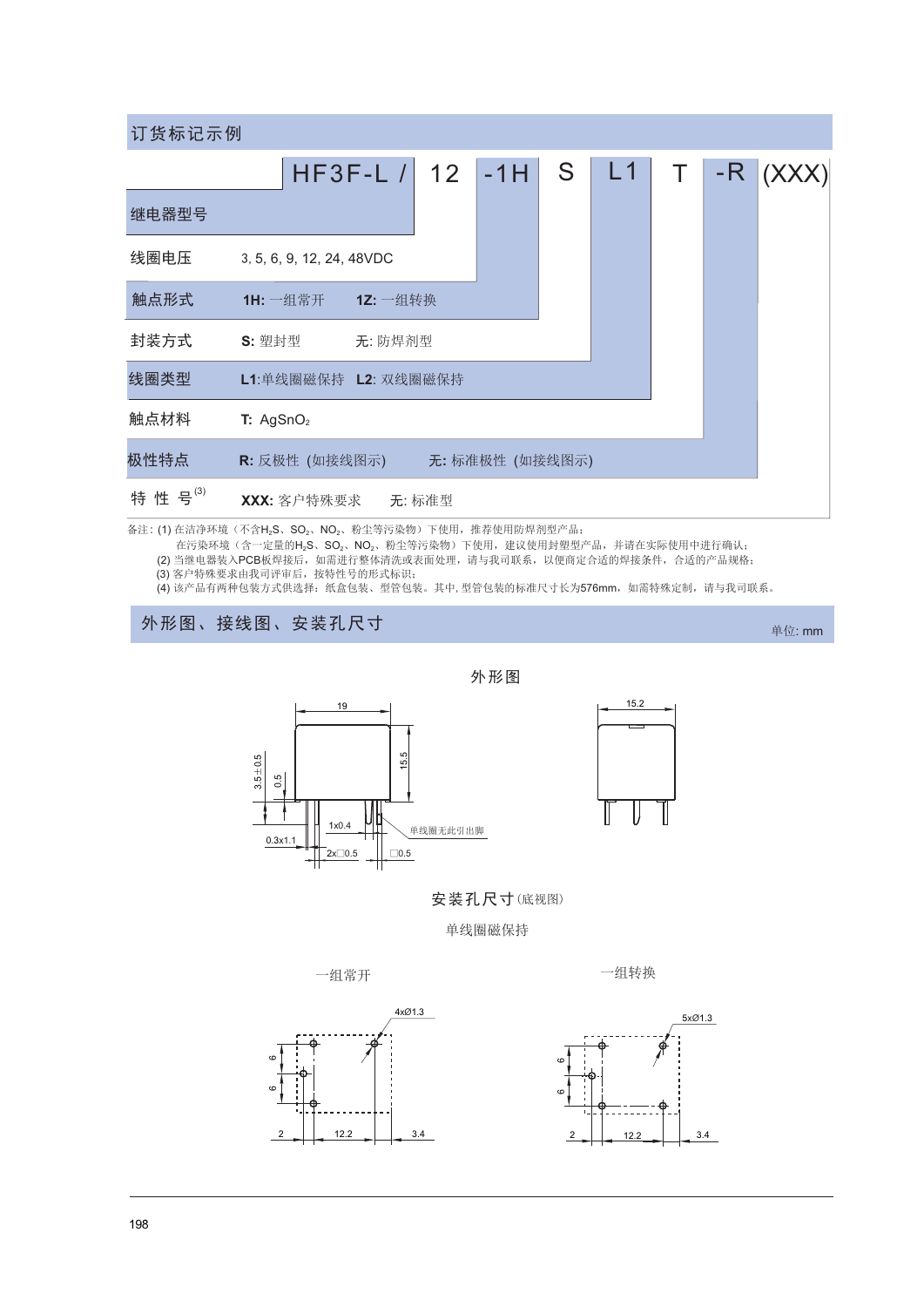## 订货标记示例

**HF3F-L / 12 -1H S L1 T -R (XXX)**

| 项目 | 说明 | |
|---|---|---|
| 继电器型号 | HF3F-L | |
| 线圈电压 | 3, 5, 6, 9, 12, 24, 48VDC | |
| 触点形式 | **1H:** 一组常开 | **1Z:** 一组转换 |
| 封装方式 | **S:** 塑封型 | 无: 防焊剂型 |
| 线圈类型 | **L1**:单线圈磁保持 | **L2**: 双线圈磁保持 |
| 触点材料 | **T:** $AgSnO_2$ | |
| 极性特点 | **R:** 反极性（如接线图示） | **无:** 标准极性（如接线图示） |
| 特 性 号[3] | **XXX:** 客户特殊要求 | 无: 标准型 |

备注: (1) 在洁净环境（不含$H_2S$、$SO_2$、$NO_2$、粉尘等污染物）下使用，推荐使用防焊剂型产品；
在污染环境（含一定量的$H_2S$、$SO_2$、$NO_2$、粉尘等污染物）下使用，建议使用封塑型产品，并请在实际使用中进行确认；
(2) 当继电器装入PCB板焊接后，如需进行整体清洗或表面处理，请与我司联系，以便商定合适的焊接条件，合适的产品规格；
(3) 客户特殊要求由我司评审后，按特性号的形式标识；
(4) 该产品有两种包装方式供选择：纸盒包装、塑管包装。其中，塑管包装的标准尺寸长为576mm，如需特殊定制，请与我司联系。

## 外形图、接线图、安装孔尺寸

单位: mm

### 外形图

19　15.5　3.5±0.5　0.5　1x0.4　0.3x1.1　2x□0.5　□0.5　单线圈无此引出脚　15.2

### 安装孔尺寸(底视图)

单线圈磁保持

一组常开

4xØ1.3　6　6　2　12.2　3.4

一组转换

5xØ1.3　6　6　2　12.2　3.4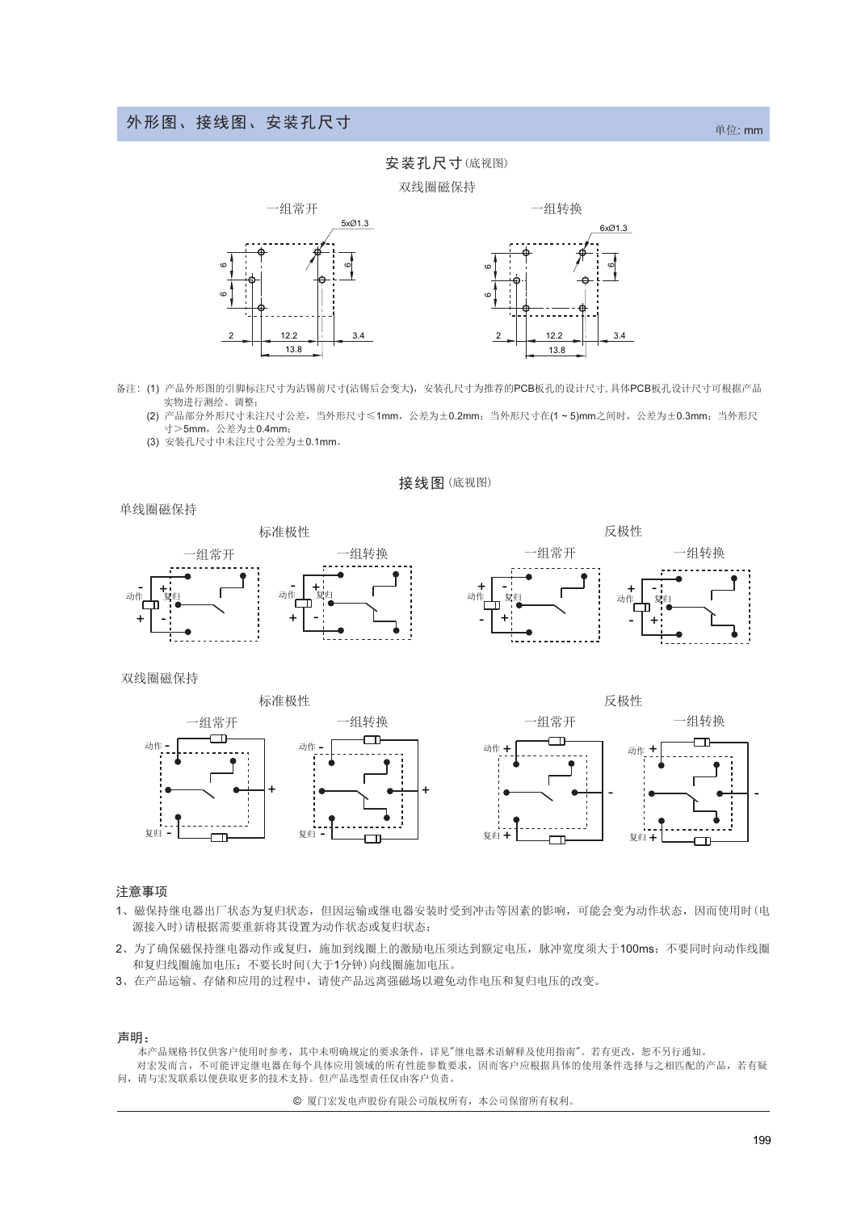## 外形图、接线图、安装孔尺寸

单位: mm

### 安装孔尺寸 (底视图)

双线圈磁保持

一组常开

5xØ1.3

6
6
6
2
12.2
3.4
13.8

一组转换

6xØ1.3

6
6
6
2
12.2
3.4
13.8

备注：(1) 产品外形图的引脚标注尺寸为沾锡前尺寸(沾锡后会变大)，安装孔尺寸为推荐的PCB板孔的设计尺寸，具体PCB板孔设计尺寸可根据产品实物进行测绘、调整；

(2) 产品部分外形尺寸未注尺寸公差，当外形尺寸≤1mm，公差为±0.2mm；当外形尺寸在(1 ~ 5)mm之间时，公差为±0.3mm；当外形尺寸>5mm，公差为±0.4mm；

(3) 安装孔尺寸中未注尺寸公差为±0.1mm。

### 接线图 (底视图)

单线圈磁保持

标准极性

一组常开

动作 复归 - + + -

一组转换

动作 复归 - + + -

反极性

一组常开

动作 复归 + - - +

一组转换

动作 复归 + - - +

双线圈磁保持

标准极性

一组常开

动作 - 复归 - +

一组转换

动作 - 复归 - +

反极性

一组常开

动作 + 复归 + -

一组转换

动作 + 复归 + -

**注意事项**

1、磁保持继电器出厂状态为复归状态，但因运输或继电器安装时受到冲击等因素的影响，可能会变为动作状态，因而使用时(电源接入时)请根据需要重新将其设置为动作状态或复归状态；

2、为了确保磁保持继电器动作或复归，施加到线圈上的激励电压须达到额定电压，脉冲宽度须大于100ms；不要同时向动作线圈和复归线圈施加电压；不要长时间(大于1分钟)向线圈施加电压。

3、在产品运输、存储和应用的过程中，请使产品远离强磁场以避免动作电压和复归电压的改变。

**声明：**

本产品规格书仅供客户使用时参考，其中未明确规定的要求条件，详见"继电器术语解释及使用指南"。若有更改，恕不另行通知。

对宏发而言，不可能评定继电器在每个具体应用领域的所有性能参数要求，因而客户应根据具体的使用条件选择与之相匹配的产品，若有疑问，请与宏发联系以便获取更多的技术支持。但产品选型责任仅由客户负责。

© 厦门宏发电声股份有限公司版权所有，本公司保留所有权利。